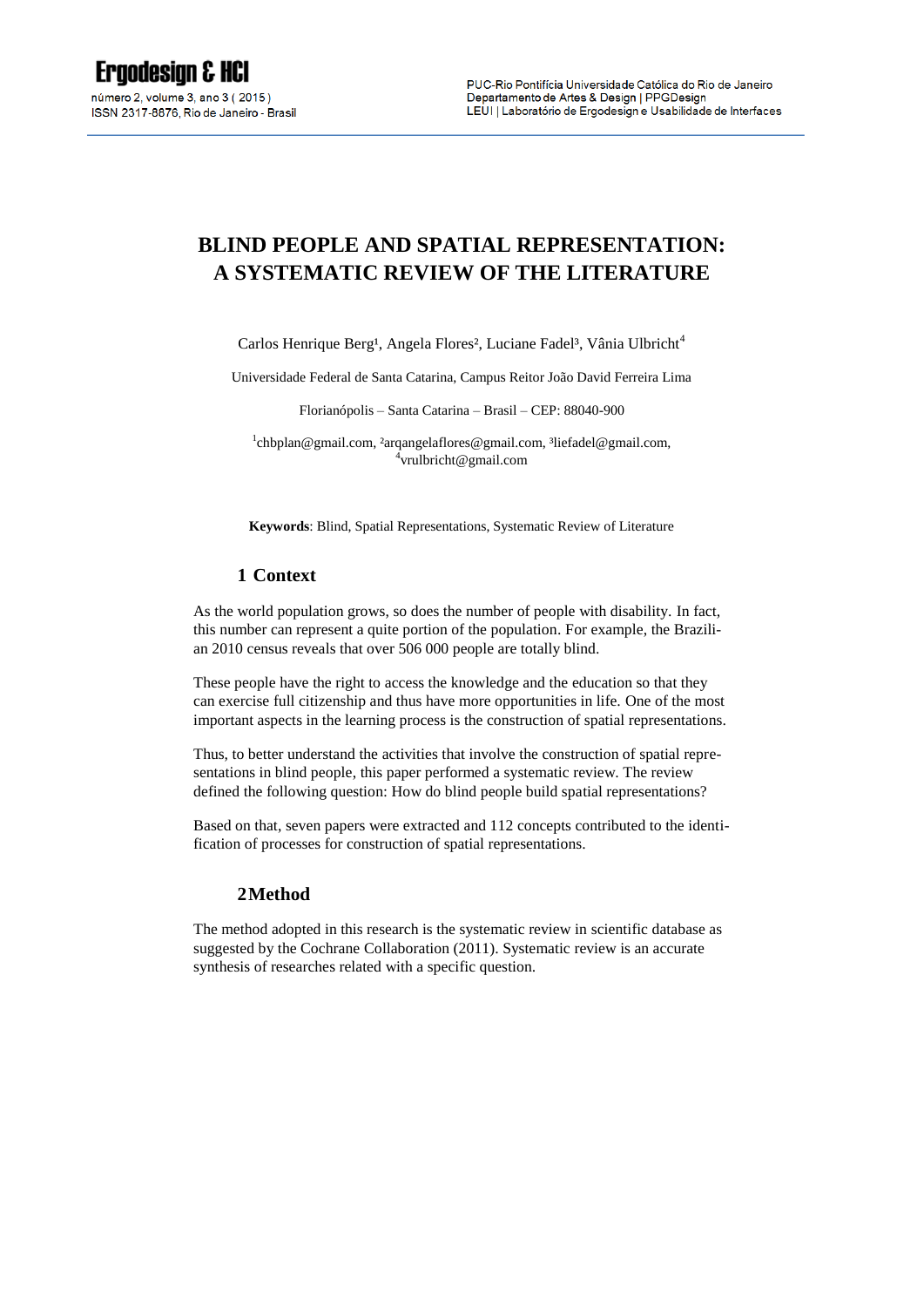# BLIND PEOPLE AND SPATIAL REPRESENTATION: A SYSTEMATIC REVIEW OF THE LITERATURE

Carlos Henrique Berg[1], Angela Flores[2], Luciane Fadel[3], Vânia Ulbricht[4]

Universidade Federal de Santa Catarina, Campus Reitor João David Ferreira Lima

Florianópolis – Santa Catarina – Brasil – CEP: 88040-900

[1]chbplan@gmail.com, [2]arqangelaflores@gmail.com, [3]liefadel@gmail.com, [4]vrulbricht@gmail.com

**Keywords**: Blind, Spatial Representations, Systematic Review of Literature

## 1 Context

As the world population grows, so does the number of people with disability. In fact, this number can represent a quite portion of the population. For example, the Brazilian 2010 census reveals that over 506 000 people are totally blind.

These people have the right to access the knowledge and the education so that they can exercise full citizenship and thus have more opportunities in life. One of the most important aspects in the learning process is the construction of spatial representations.

Thus, to better understand the activities that involve the construction of spatial representations in blind people, this paper performed a systematic review. The review defined the following question: How do blind people build spatial representations?

Based on that, seven papers were extracted and 112 concepts contributed to the identification of processes for construction of spatial representations.

## 2 Method

The method adopted in this research is the systematic review in scientific database as suggested by the Cochrane Collaboration (2011). Systematic review is an accurate synthesis of researches related with a specific question.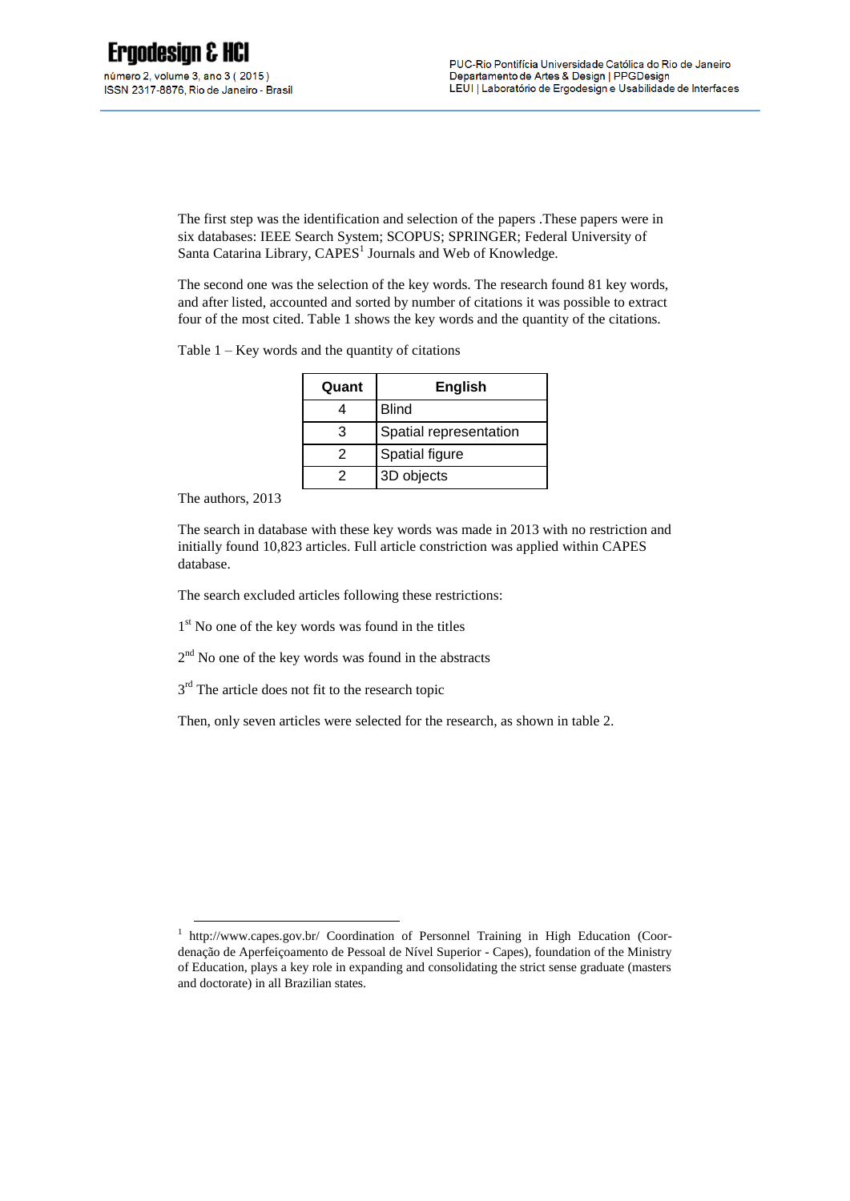The first step was the identification and selection of the papers .These papers were in six databases: IEEE Search System; SCOPUS; SPRINGER; Federal University of Santa Catarina Library, CAPES[1] Journals and Web of Knowledge.

The second one was the selection of the key words. The research found 81 key words, and after listed, accounted and sorted by number of citations it was possible to extract four of the most cited. Table 1 shows the key words and the quantity of the citations.

Table 1 – Key words and the quantity of citations

| Quant | English |
|---|---|
| 4 | Blind |
| 3 | Spatial representation |
| 2 | Spatial figure |
| 2 | 3D objects |

The authors, 2013

The search in database with these key words was made in 2013 with no restriction and initially found 10,823 articles. Full article constriction was applied within CAPES database.

The search excluded articles following these restrictions:

1st No one of the key words was found in the titles

2nd No one of the key words was found in the abstracts

3rd The article does not fit to the research topic

Then, only seven articles were selected for the research, as shown in table 2.

[1] http://www.capes.gov.br/ Coordination of Personnel Training in High Education (Coordenação de Aperfeiçoamento de Pessoal de Nível Superior - Capes), foundation of the Ministry of Education, plays a key role in expanding and consolidating the strict sense graduate (masters and doctorate) in all Brazilian states.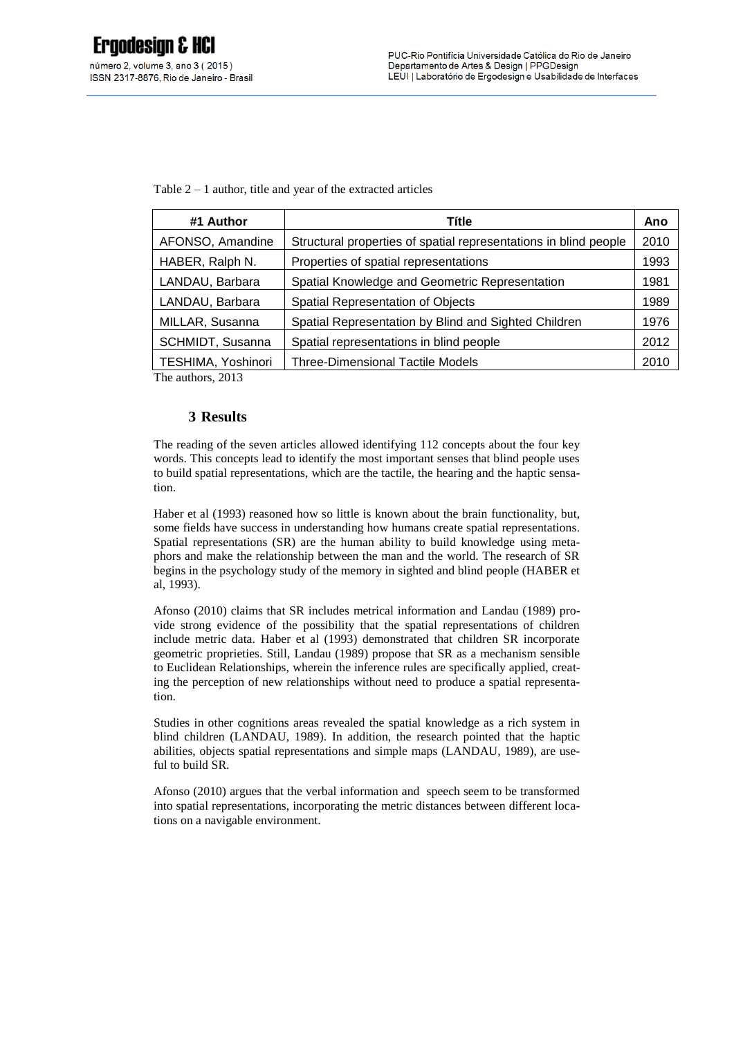Table 2 – 1 author, title and year of the extracted articles

| #1 Author | Títle | Ano |
|---|---|---|
| AFONSO, Amandine | Structural properties of spatial representations in blind people | 2010 |
| HABER, Ralph N. | Properties of spatial representations | 1993 |
| LANDAU, Barbara | Spatial Knowledge and Geometric Representation | 1981 |
| LANDAU, Barbara | Spatial Representation of Objects | 1989 |
| MILLAR, Susanna | Spatial Representation by Blind and Sighted Children | 1976 |
| SCHMIDT, Susanna | Spatial representations in blind people | 2012 |
| TESHIMA, Yoshinori | Three-Dimensional Tactile Models | 2010 |

The authors, 2013

## 3 Results

The reading of the seven articles allowed identifying 112 concepts about the four key words. This concepts lead to identify the most important senses that blind people uses to build spatial representations, which are the tactile, the hearing and the haptic sensation.

Haber et al (1993) reasoned how so little is known about the brain functionality, but, some fields have success in understanding how humans create spatial representations. Spatial representations (SR) are the human ability to build knowledge using metaphors and make the relationship between the man and the world. The research of SR begins in the psychology study of the memory in sighted and blind people (HABER et al, 1993).

Afonso (2010) claims that SR includes metrical information and Landau (1989) provide strong evidence of the possibility that the spatial representations of children include metric data. Haber et al (1993) demonstrated that children SR incorporate geometric proprieties. Still, Landau (1989) propose that SR as a mechanism sensible to Euclidean Relationships, wherein the inference rules are specifically applied, creating the perception of new relationships without need to produce a spatial representation.

Studies in other cognitions areas revealed the spatial knowledge as a rich system in blind children (LANDAU, 1989). In addition, the research pointed that the haptic abilities, objects spatial representations and simple maps (LANDAU, 1989), are useful to build SR.

Afonso (2010) argues that the verbal information and speech seem to be transformed into spatial representations, incorporating the metric distances between different locations on a navigable environment.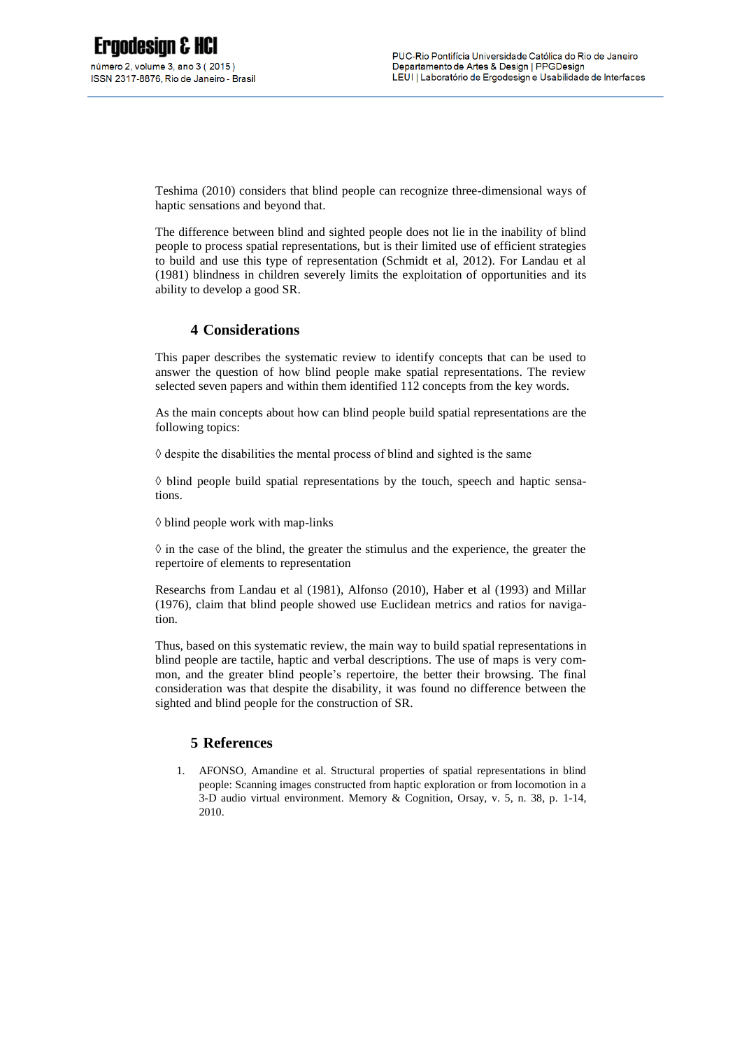Teshima (2010) considers that blind people can recognize three-dimensional ways of haptic sensations and beyond that.

The difference between blind and sighted people does not lie in the inability of blind people to process spatial representations, but is their limited use of efficient strategies to build and use this type of representation (Schmidt et al, 2012). For Landau et al (1981) blindness in children severely limits the exploitation of opportunities and its ability to develop a good SR.

## 4 Considerations

This paper describes the systematic review to identify concepts that can be used to answer the question of how blind people make spatial representations. The review selected seven papers and within them identified 112 concepts from the key words.

As the main concepts about how can blind people build spatial representations are the following topics:

◊ despite the disabilities the mental process of blind and sighted is the same

◊ blind people build spatial representations by the touch, speech and haptic sensations.

◊ blind people work with map-links

◊ in the case of the blind, the greater the stimulus and the experience, the greater the repertoire of elements to representation

Researchs from Landau et al (1981), Alfonso (2010), Haber et al (1993) and Millar (1976), claim that blind people showed use Euclidean metrics and ratios for navigation.

Thus, based on this systematic review, the main way to build spatial representations in blind people are tactile, haptic and verbal descriptions. The use of maps is very common, and the greater blind people's repertoire, the better their browsing. The final consideration was that despite the disability, it was found no difference between the sighted and blind people for the construction of SR.

## 5 References

1. AFONSO, Amandine et al. Structural properties of spatial representations in blind people: Scanning images constructed from haptic exploration or from locomotion in a 3-D audio virtual environment. Memory & Cognition, Orsay, v. 5, n. 38, p. 1-14, 2010.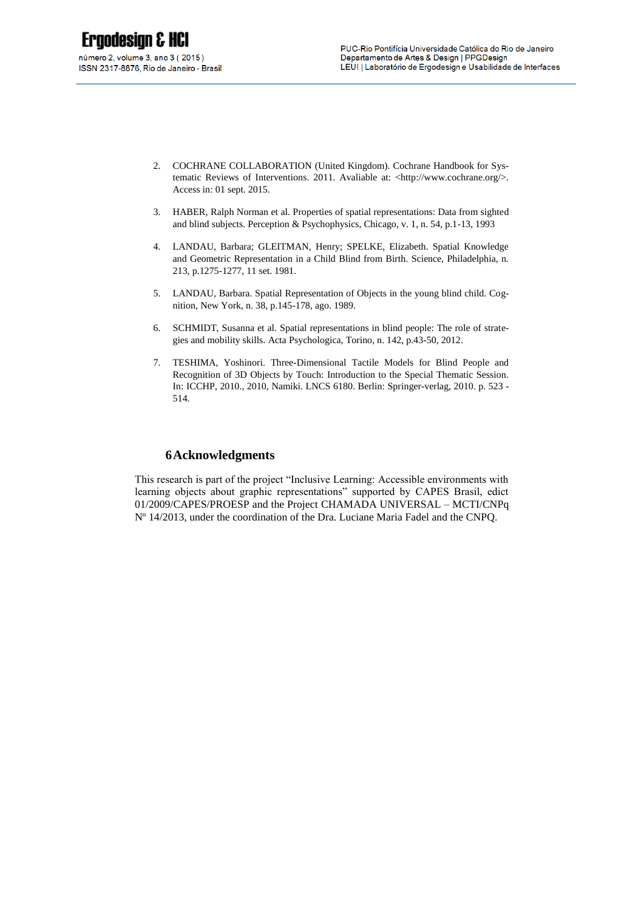2. COCHRANE COLLABORATION (United Kingdom). Cochrane Handbook for Systematic Reviews of Interventions. 2011. Avaliable at: <http://www.cochrane.org/>. Access in: 01 sept. 2015.

3. HABER, Ralph Norman et al. Properties of spatial representations: Data from sighted and blind subjects. Perception & Psychophysics, Chicago, v. 1, n. 54, p.1-13, 1993

4. LANDAU, Barbara; GLEITMAN, Henry; SPELKE, Elizabeth. Spatial Knowledge and Geometric Representation in a Child Blind from Birth. Science, Philadelphia, n. 213, p.1275-1277, 11 set. 1981.

5. LANDAU, Barbara. Spatial Representation of Objects in the young blind child. Cognition, New York, n. 38, p.145-178, ago. 1989.

6. SCHMIDT, Susanna et al. Spatial representations in blind people: The role of strategies and mobility skills. Acta Psychologica, Torino, n. 142, p.43-50, 2012.

7. TESHIMA, Yoshinori. Three-Dimensional Tactile Models for Blind People and Recognition of 3D Objects by Touch: Introduction to the Special Thematic Session. In: ICCHP, 2010., 2010, Namiki. LNCS 6180. Berlin: Springer-verlag, 2010. p. 523 - 514.

## 6 Acknowledgments

This research is part of the project "Inclusive Learning: Accessible environments with learning objects about graphic representations" supported by CAPES Brasil, edict 01/2009/CAPES/PROESP and the Project CHAMADA UNIVERSAL – MCTI/CNPq Nº 14/2013, under the coordination of the Dra. Luciane Maria Fadel and the CNPQ.